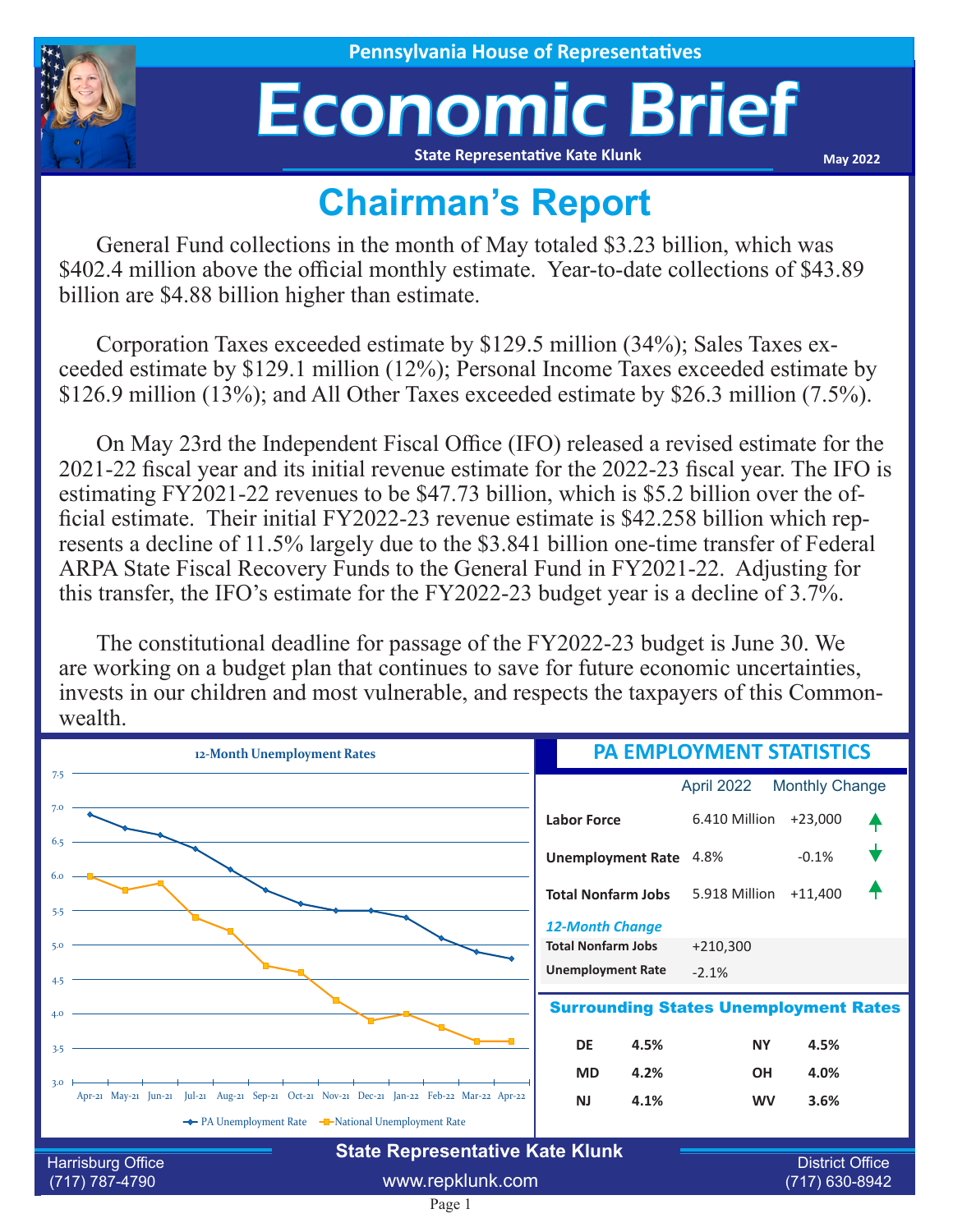Pennsylvania House of Representatives

# Economic Brief

State Representative Kate Klunk

May 2022

## Chairman's Report

General Fund collections in the month of May totaled $3.23 billion, which was $402.4 million above the official monthly estimate. Year-to-date collections of $43.89 billion are $4.88 billion higher than estimate.

Corporation Taxes exceeded estimate by $129.5 million (34%); Sales Taxes exceeded estimate by $129.1 million (12%); Personal Income Taxes exceeded estimate by $126.9 million (13%); and All Other Taxes exceeded estimate by $26.3 million (7.5%).

On May 23rd the Independent Fiscal Office (IFO) released a revised estimate for the 2021-22 fiscal year and its initial revenue estimate for the 2022-23 fiscal year. The IFO is estimating FY2021-22 revenues to be $47.73 billion, which is $5.2 billion over the official estimate. Their initial FY2022-23 revenue estimate is $42.258 billion which represents a decline of 11.5% largely due to the $3.841 billion one-time transfer of Federal ARPA State Fiscal Recovery Funds to the General Fund in FY2021-22. Adjusting for this transfer, the IFO's estimate for the FY2022-23 budget year is a decline of 3.7%.

The constitutional deadline for passage of the FY2022-23 budget is June 30. We are working on a budget plan that continues to save for future economic uncertainties, invests in our children and most vulnerable, and respects the taxpayers of this Commonwealth.

### 12-Month Unemployment Rates

| Month | PA Unemployment Rate | National Unemployment Rate |
|---|---|---|
| Apr-21 | 6.9 | 6.0 |
| May-21 | 6.7 | 5.8 |
| Jun-21 | 6.6 | 5.9 |
| Jul-21 | 6.4 | 5.4 |
| Aug-21 | 6.1 | 5.2 |
| Sep-21 | 5.8 | 4.7 |
| Oct-21 | 5.6 | 4.6 |
| Nov-21 | 5.5 | 4.2 |
| Dec-21 | 5.5 | 3.9 |
| Jan-22 | 5.4 | 4.0 |
| Feb-22 | 5.1 | 3.8 |
| Mar-22 | 4.9 | 3.6 |
| Apr-22 | 4.8 | 3.6 |

### PA EMPLOYMENT STATISTICS

| | April 2022 | Monthly Change |
|---|---|---|
| **Labor Force** | 6.410 Million | +23,000 ↑ |
| **Unemployment Rate** | 4.8% | -0.1% ↓ |
| **Total Nonfarm Jobs** | 5.918 Million | +11,400 ↑ |

*12-Month Change*

| | |
|---|---|
| **Total Nonfarm Jobs** | +210,300 |
| **Unemployment Rate** | -2.1% |

### Surrounding States Unemployment Rates

| State | Rate | State | Rate |
|---|---|---|---|
| DE | 4.5% | NY | 4.5% |
| MD | 4.2% | OH | 4.0% |
| NJ | 4.1% | WV | 3.6% |

**State Representative Kate Klunk**

Harrisburg Office (717) 787-4790 | www.repklunk.com | District Office (717) 630-8942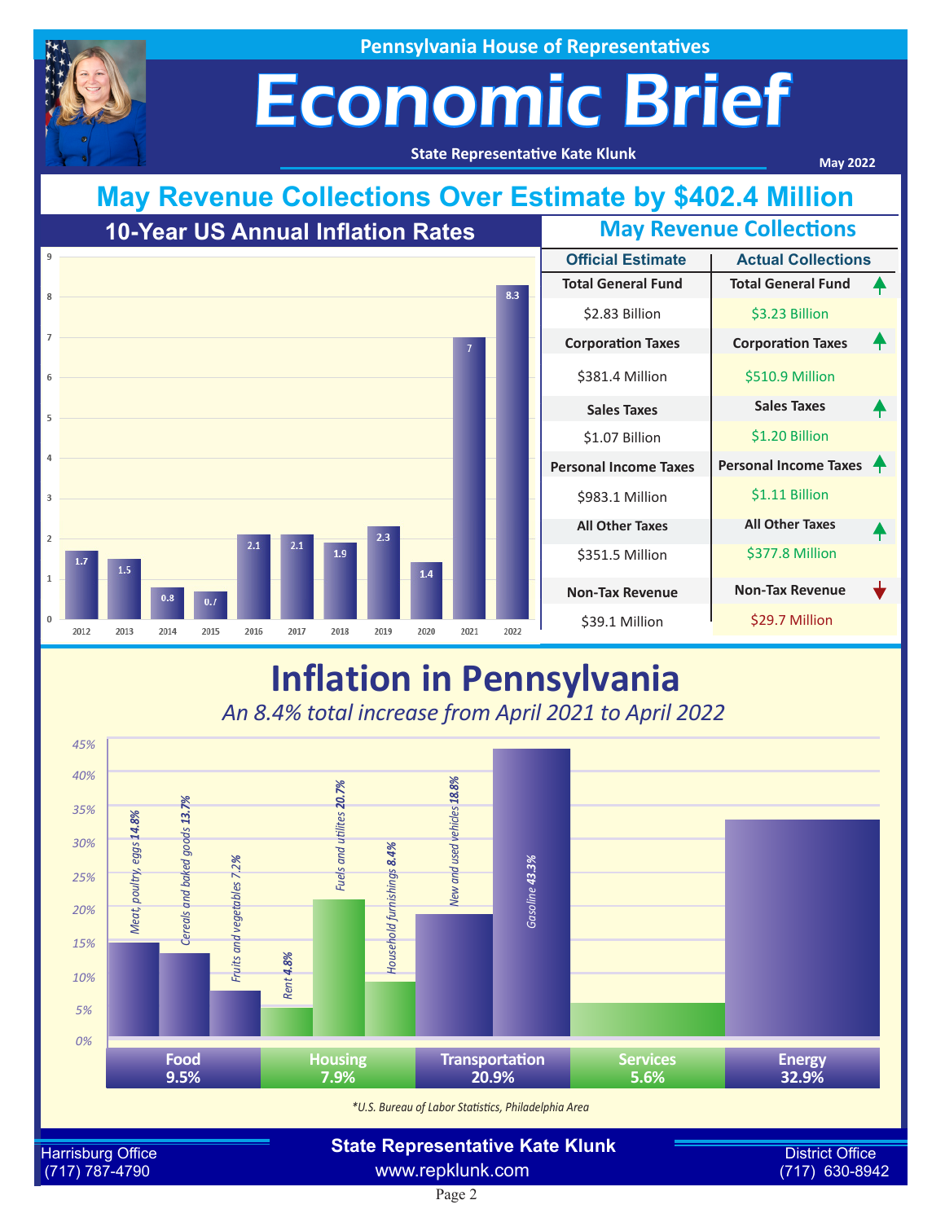Pennsylvania House of Representatives

# Economic Brief

State Representative Kate Klunk

May 2022

## May Revenue Collections Over Estimate by $402.4 Million

### 10-Year US Annual Inflation Rates

9
8
7
6
5
4
3
2
1
0

2012: 1.7
2013: 1.5
2014: 0.8
2015: 0.7
2016: 2.1
2017: 2.1
2018: 1.9
2019: 2.3
2020: 1.4
2021: 7
2022: 8.3

### May Revenue Collections

| Official Estimate | Actual Collections |
|---|---|
| **Total General Fund** | **Total General Fund** ↑ |
| $2.83 Billion | $3.23 Billion |
| **Corporation Taxes** | **Corporation Taxes** ↑ |
| $381.4 Million | $510.9 Million |
| **Sales Taxes** | **Sales Taxes** ↑ |
| $1.07 Billion | $1.20 Billion |
| **Personal Income Taxes** | **Personal Income Taxes** ↑ |
| $983.1 Million | $1.11 Billion |
| **All Other Taxes** | **All Other Taxes** ↑ |
| $351.5 Million | $377.8 Million |
| **Non-Tax Revenue** | **Non-Tax Revenue** ↓ |
| $39.1 Million | $29.7 Million |

## Inflation in Pennsylvania

*An 8.4% total increase from April 2021 to April 2022*

45%
40%
35%
30%
25%
20%
15%
10%
5%
0%

*Meat, poultry, eggs* ***14.8%***
*Cereals and baked goods* ***13.7%***
*Fruits and vegetables 7.2%*
*Rent* ***4.8%***
*Fuels and utilites* ***20.7%***
*Household furnishings* ***8.4%***
*New and used vehicles* ***18.8%***
*Gasoline* ***43.3%***

**Food** 9.5%
**Housing** 7.9%
**Transportation** 20.9%
**Services** 5.6%
**Energy** 32.9%

*\*U.S. Bureau of Labor Statistics, Philadelphia Area*

Harrisburg Office
(717) 787-4790

**State Representative Kate Klunk**
www.repklunk.com

District Office
(717) 630-8942